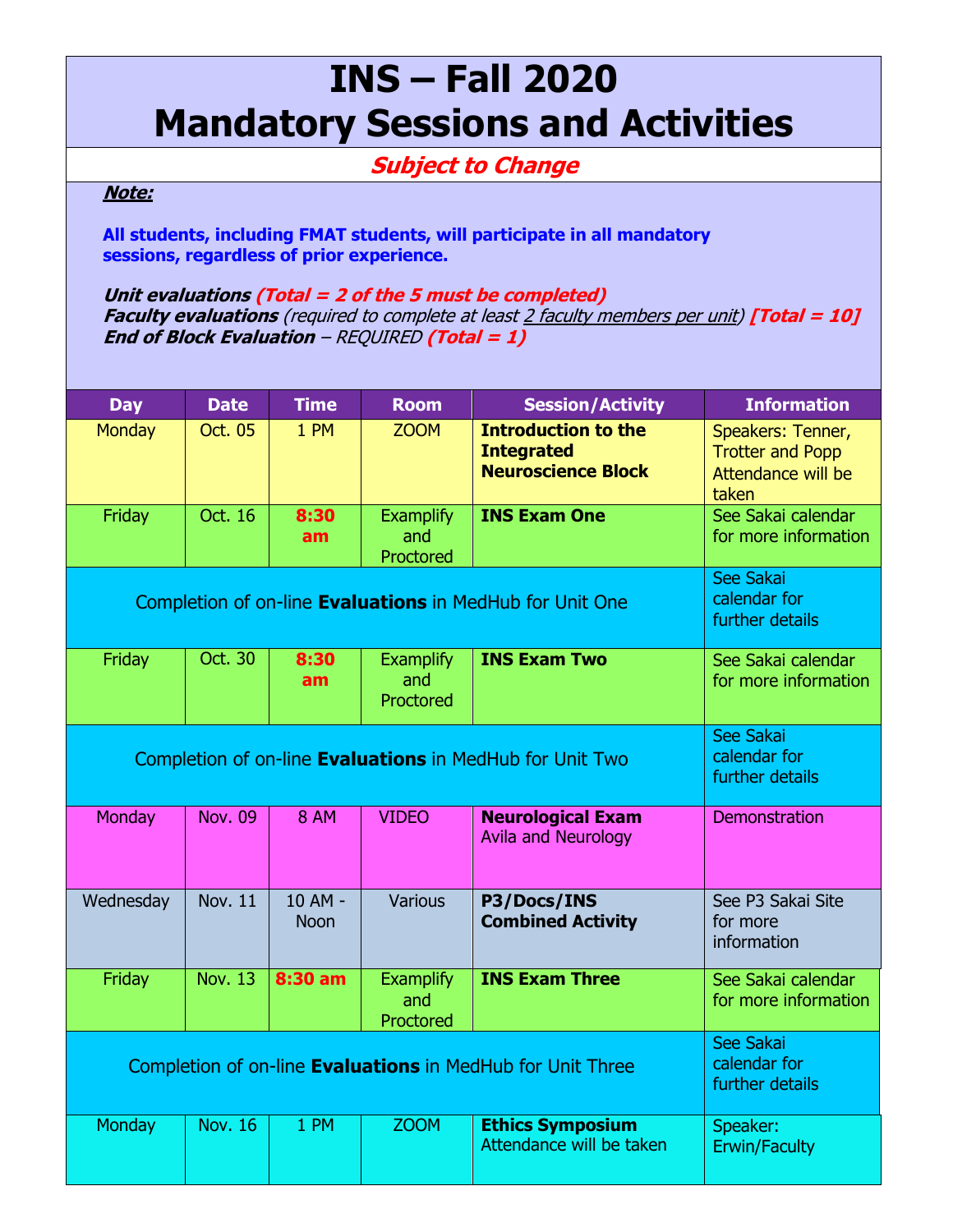# INS – Fall 2020
# Mandatory Sessions and Activities

***Subject to Change***

***Note:***

**All students, including FMAT students, will participate in all mandatory sessions, regardless of prior experience.**

***Unit evaluations*** ***(Total = 2 of the 5 must be completed)***
***Faculty evaluations*** *(required to complete at least 2 faculty members per unit)* ***[Total = 10]***
***End of Block Evaluation*** *– REQUIRED* ***(Total = 1)***

| Day | Date | Time | Room | Session/Activity | Information |
|---|---|---|---|---|---|
| Monday | Oct. 05 | 1 PM | ZOOM | **Introduction to the Integrated Neuroscience Block** | Speakers: Tenner, Trotter and Popp Attendance will be taken |
| Friday | Oct. 16 | **8:30 am** | Examplify and Proctored | **INS Exam One** | See Sakai calendar for more information |
| Completion of on-line **Evaluations** in MedHub for Unit One | | | | | See Sakai calendar for further details |
| Friday | Oct. 30 | **8:30 am** | Examplify and Proctored | **INS Exam Two** | See Sakai calendar for more information |
| Completion of on-line **Evaluations** in MedHub for Unit Two | | | | | See Sakai calendar for further details |
| Monday | Nov. 09 | 8 AM | VIDEO | **Neurological Exam** Avila and Neurology | Demonstration |
| Wednesday | Nov. 11 | 10 AM - Noon | Various | **P3/Docs/INS Combined Activity** | See P3 Sakai Site for more information |
| Friday | Nov. 13 | **8:30 am** | Examplify and Proctored | **INS Exam Three** | See Sakai calendar for more information |
| Completion of on-line **Evaluations** in MedHub for Unit Three | | | | | See Sakai calendar for further details |
| Monday | Nov. 16 | 1 PM | ZOOM | **Ethics Symposium** Attendance will be taken | Speaker: Erwin/Faculty |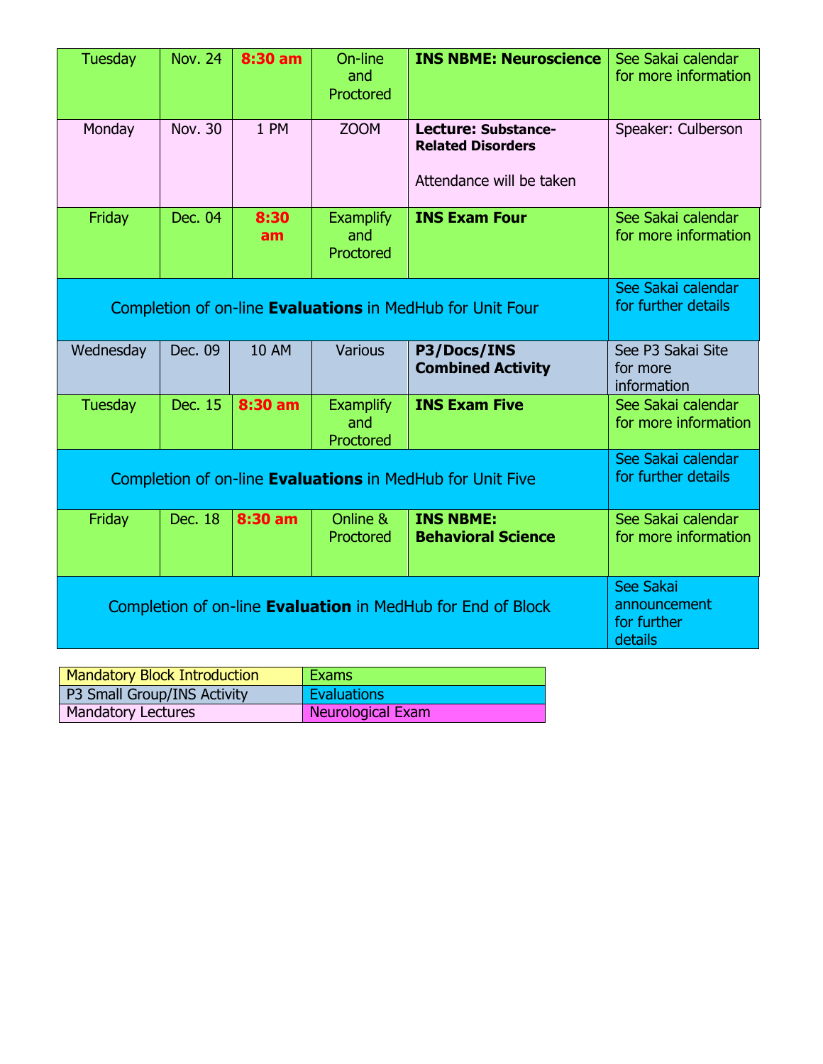| | | | | | |
|---|---|---|---|---|---|
| Tuesday | Nov. 24 | **8:30 am** | On-line and Proctored | **INS NBME: Neuroscience** | See Sakai calendar for more information |
| Monday | Nov. 30 | 1 PM | ZOOM | **Lecture: Substance-Related Disorders**<br><br>Attendance will be taken | Speaker: Culberson |
| Friday | Dec. 04 | **8:30 am** | Examplify and Proctored | **INS Exam Four** | See Sakai calendar for more information |
| Completion of on-line **Evaluations** in MedHub for Unit Four | | | | | See Sakai calendar for further details |
| Wednesday | Dec. 09 | 10 AM | Various | **P3/Docs/INS Combined Activity** | See P3 Sakai Site for more information |
| Tuesday | Dec. 15 | **8:30 am** | Examplify and Proctored | **INS Exam Five** | See Sakai calendar for more information |
| Completion of on-line **Evaluations** in MedHub for Unit Five | | | | | See Sakai calendar for further details |
| Friday | Dec. 18 | **8:30 am** | Online & Proctored | **INS NBME: Behavioral Science** | See Sakai calendar for more information |
| Completion of on-line **Evaluation** in MedHub for End of Block | | | | | See Sakai announcement for further details |

| | |
|---|---|
| Mandatory Block Introduction | Exams |
| P3 Small Group/INS Activity | Evaluations |
| Mandatory Lectures | Neurological Exam |